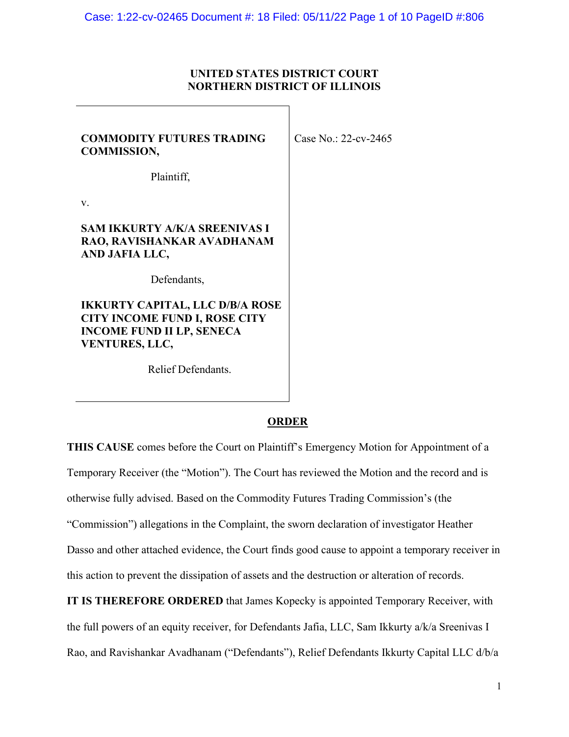**UNITED STATES DISTRICT COURT**
**NORTHERN DISTRICT OF ILLINOIS**

| | |
|---|---|
| **COMMODITY FUTURES TRADING COMMISSION,**<br><br>Plaintiff,<br><br>v.<br><br>**SAM IKKURTY A/K/A SREENIVAS I RAO, RAVISHANKAR AVADHANAM AND JAFIA LLC,**<br><br>Defendants,<br><br>**IKKURTY CAPITAL, LLC D/B/A ROSE CITY INCOME FUND I, ROSE CITY INCOME FUND II LP, SENECA VENTURES, LLC,**<br><br>Relief Defendants. | Case No.: 22-cv-2465 |

**ORDER**

**THIS CAUSE** comes before the Court on Plaintiff's Emergency Motion for Appointment of a Temporary Receiver (the "Motion"). The Court has reviewed the Motion and the record and is otherwise fully advised. Based on the Commodity Futures Trading Commission's (the "Commission") allegations in the Complaint, the sworn declaration of investigator Heather Dasso and other attached evidence, the Court finds good cause to appoint a temporary receiver in this action to prevent the dissipation of assets and the destruction or alteration of records.

**IT IS THEREFORE ORDERED** that James Kopecky is appointed Temporary Receiver, with the full powers of an equity receiver, for Defendants Jafia, LLC, Sam Ikkurty a/k/a Sreenivas I Rao, and Ravishankar Avadhanam ("Defendants"), Relief Defendants Ikkurty Capital LLC d/b/a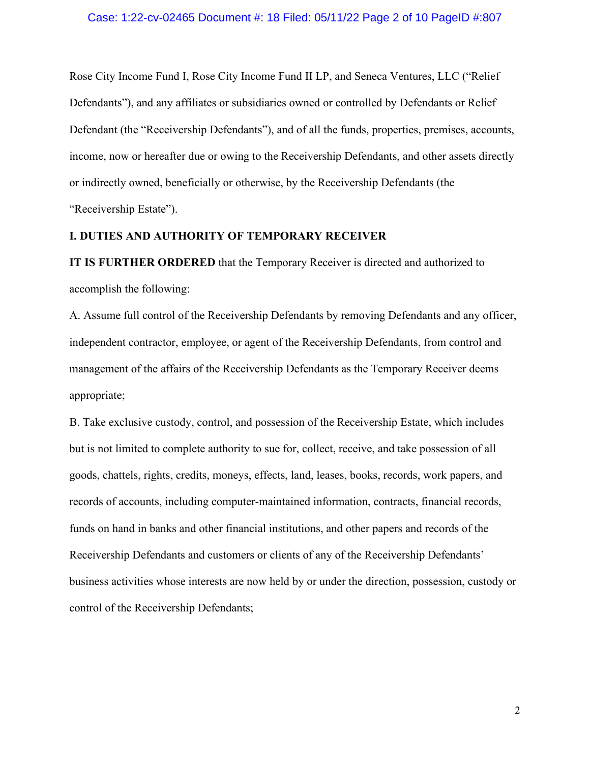Rose City Income Fund I, Rose City Income Fund II LP, and Seneca Ventures, LLC ("Relief Defendants"), and any affiliates or subsidiaries owned or controlled by Defendants or Relief Defendant (the "Receivership Defendants"), and of all the funds, properties, premises, accounts, income, now or hereafter due or owing to the Receivership Defendants, and other assets directly or indirectly owned, beneficially or otherwise, by the Receivership Defendants (the "Receivership Estate").

**I. DUTIES AND AUTHORITY OF TEMPORARY RECEIVER**

**IT IS FURTHER ORDERED** that the Temporary Receiver is directed and authorized to accomplish the following:

A. Assume full control of the Receivership Defendants by removing Defendants and any officer, independent contractor, employee, or agent of the Receivership Defendants, from control and management of the affairs of the Receivership Defendants as the Temporary Receiver deems appropriate;

B. Take exclusive custody, control, and possession of the Receivership Estate, which includes but is not limited to complete authority to sue for, collect, receive, and take possession of all goods, chattels, rights, credits, moneys, effects, land, leases, books, records, work papers, and records of accounts, including computer-maintained information, contracts, financial records, funds on hand in banks and other financial institutions, and other papers and records of the Receivership Defendants and customers or clients of any of the Receivership Defendants' business activities whose interests are now held by or under the direction, possession, custody or control of the Receivership Defendants;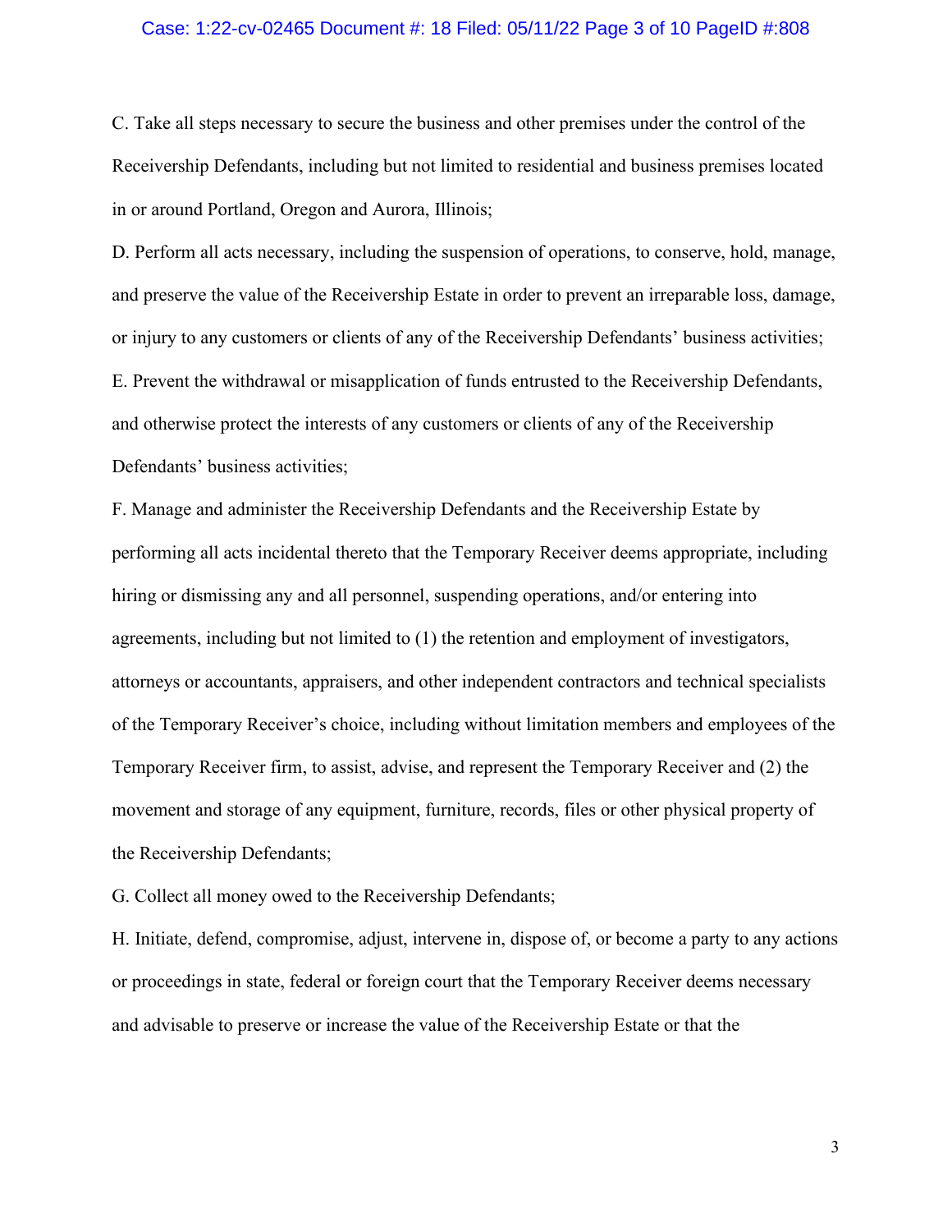C. Take all steps necessary to secure the business and other premises under the control of the Receivership Defendants, including but not limited to residential and business premises located in or around Portland, Oregon and Aurora, Illinois;

D. Perform all acts necessary, including the suspension of operations, to conserve, hold, manage, and preserve the value of the Receivership Estate in order to prevent an irreparable loss, damage, or injury to any customers or clients of any of the Receivership Defendants' business activities;

E. Prevent the withdrawal or misapplication of funds entrusted to the Receivership Defendants, and otherwise protect the interests of any customers or clients of any of the Receivership Defendants' business activities;

F. Manage and administer the Receivership Defendants and the Receivership Estate by performing all acts incidental thereto that the Temporary Receiver deems appropriate, including hiring or dismissing any and all personnel, suspending operations, and/or entering into agreements, including but not limited to (1) the retention and employment of investigators, attorneys or accountants, appraisers, and other independent contractors and technical specialists of the Temporary Receiver's choice, including without limitation members and employees of the Temporary Receiver firm, to assist, advise, and represent the Temporary Receiver and (2) the movement and storage of any equipment, furniture, records, files or other physical property of the Receivership Defendants;

G. Collect all money owed to the Receivership Defendants;

H. Initiate, defend, compromise, adjust, intervene in, dispose of, or become a party to any actions or proceedings in state, federal or foreign court that the Temporary Receiver deems necessary and advisable to preserve or increase the value of the Receivership Estate or that the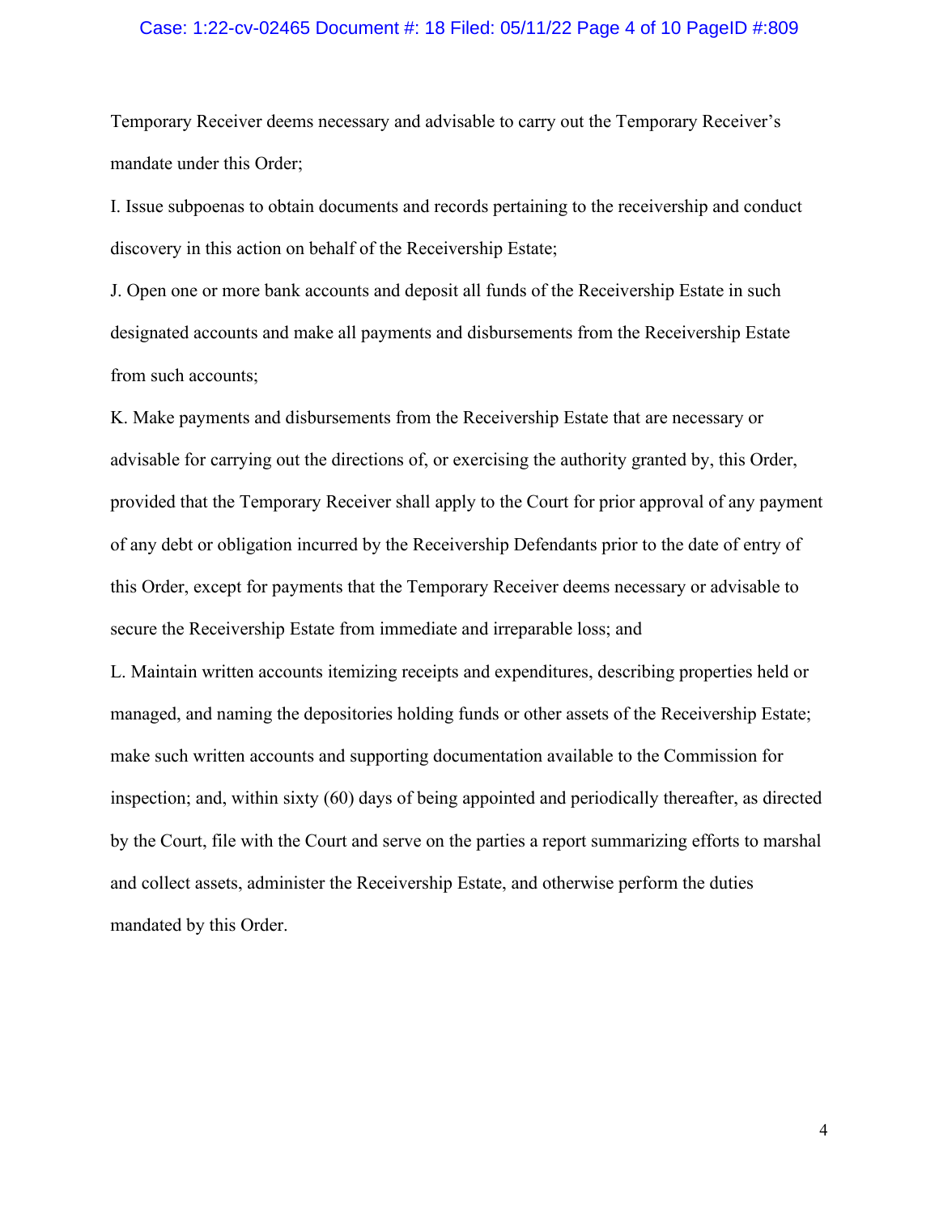Temporary Receiver deems necessary and advisable to carry out the Temporary Receiver's mandate under this Order;

I. Issue subpoenas to obtain documents and records pertaining to the receivership and conduct discovery in this action on behalf of the Receivership Estate;

J. Open one or more bank accounts and deposit all funds of the Receivership Estate in such designated accounts and make all payments and disbursements from the Receivership Estate from such accounts;

K. Make payments and disbursements from the Receivership Estate that are necessary or advisable for carrying out the directions of, or exercising the authority granted by, this Order, provided that the Temporary Receiver shall apply to the Court for prior approval of any payment of any debt or obligation incurred by the Receivership Defendants prior to the date of entry of this Order, except for payments that the Temporary Receiver deems necessary or advisable to secure the Receivership Estate from immediate and irreparable loss; and

L. Maintain written accounts itemizing receipts and expenditures, describing properties held or managed, and naming the depositories holding funds or other assets of the Receivership Estate; make such written accounts and supporting documentation available to the Commission for inspection; and, within sixty (60) days of being appointed and periodically thereafter, as directed by the Court, file with the Court and serve on the parties a report summarizing efforts to marshal and collect assets, administer the Receivership Estate, and otherwise perform the duties mandated by this Order.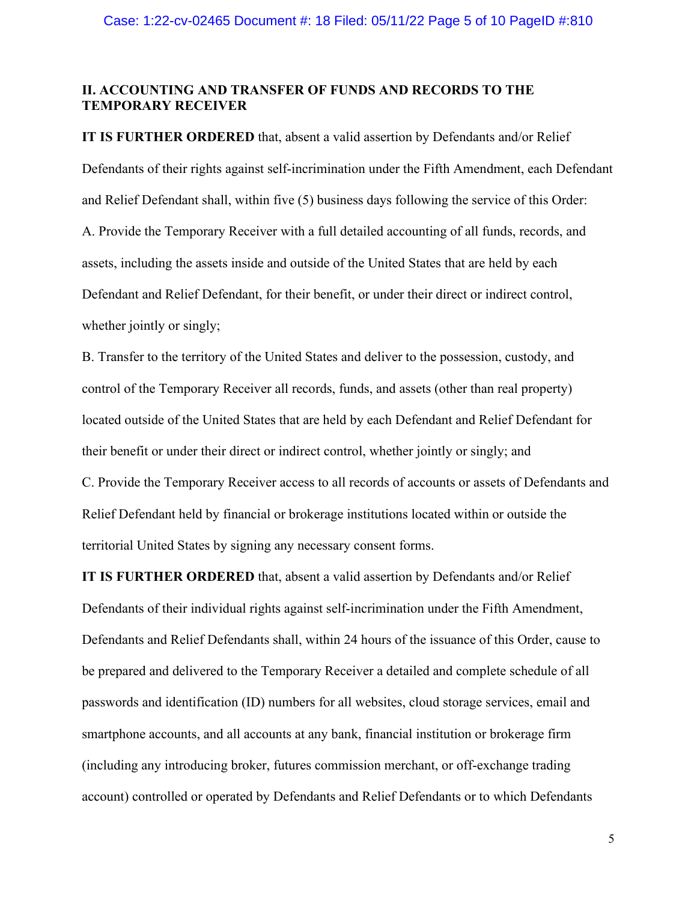## II. ACCOUNTING AND TRANSFER OF FUNDS AND RECORDS TO THE TEMPORARY RECEIVER

**IT IS FURTHER ORDERED** that, absent a valid assertion by Defendants and/or Relief Defendants of their rights against self-incrimination under the Fifth Amendment, each Defendant and Relief Defendant shall, within five (5) business days following the service of this Order:

A. Provide the Temporary Receiver with a full detailed accounting of all funds, records, and assets, including the assets inside and outside of the United States that are held by each Defendant and Relief Defendant, for their benefit, or under their direct or indirect control, whether jointly or singly;

B. Transfer to the territory of the United States and deliver to the possession, custody, and control of the Temporary Receiver all records, funds, and assets (other than real property) located outside of the United States that are held by each Defendant and Relief Defendant for their benefit or under their direct or indirect control, whether jointly or singly; and

C. Provide the Temporary Receiver access to all records of accounts or assets of Defendants and Relief Defendant held by financial or brokerage institutions located within or outside the territorial United States by signing any necessary consent forms.

**IT IS FURTHER ORDERED** that, absent a valid assertion by Defendants and/or Relief Defendants of their individual rights against self-incrimination under the Fifth Amendment, Defendants and Relief Defendants shall, within 24 hours of the issuance of this Order, cause to be prepared and delivered to the Temporary Receiver a detailed and complete schedule of all passwords and identification (ID) numbers for all websites, cloud storage services, email and smartphone accounts, and all accounts at any bank, financial institution or brokerage firm (including any introducing broker, futures commission merchant, or off-exchange trading account) controlled or operated by Defendants and Relief Defendants or to which Defendants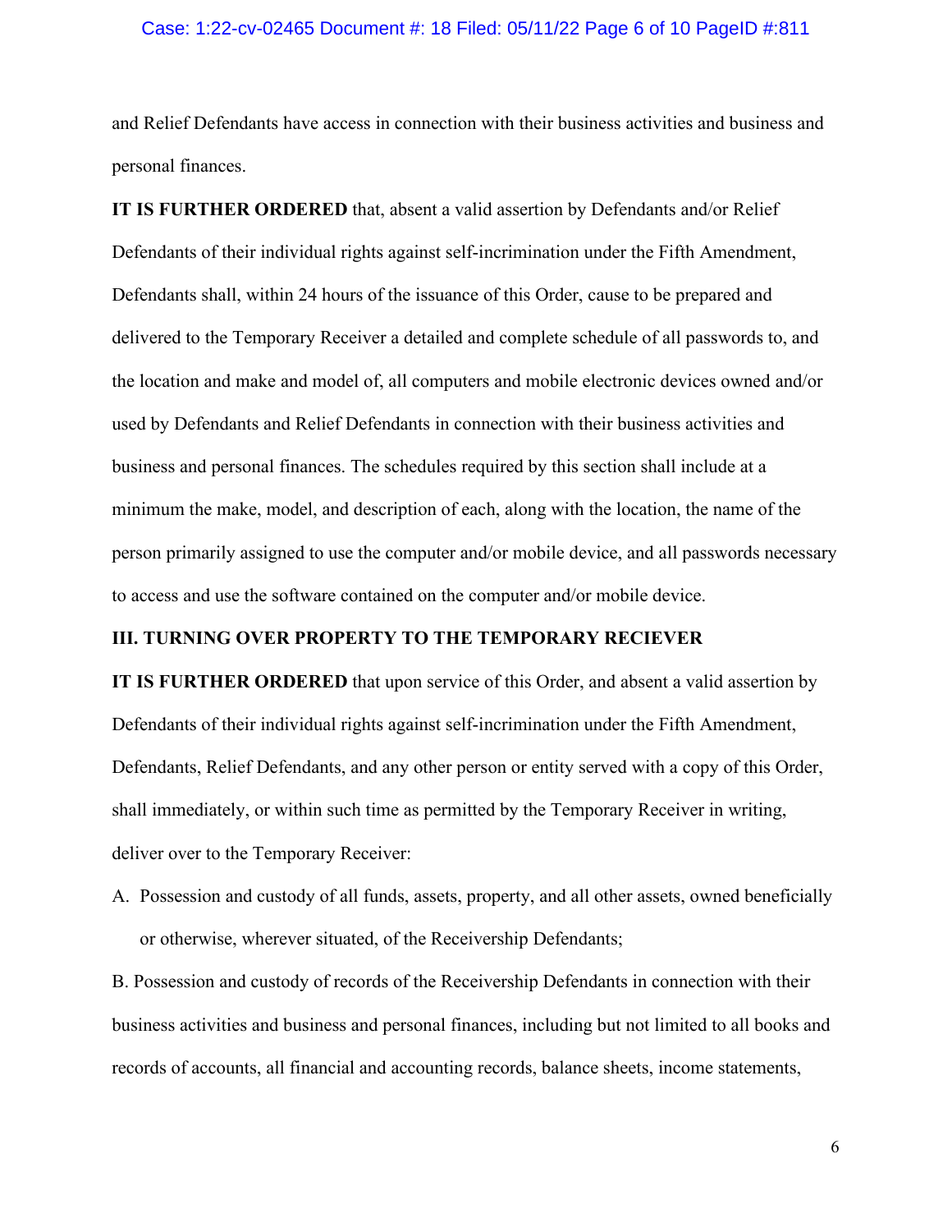and Relief Defendants have access in connection with their business activities and business and personal finances.

**IT IS FURTHER ORDERED** that, absent a valid assertion by Defendants and/or Relief Defendants of their individual rights against self-incrimination under the Fifth Amendment, Defendants shall, within 24 hours of the issuance of this Order, cause to be prepared and delivered to the Temporary Receiver a detailed and complete schedule of all passwords to, and the location and make and model of, all computers and mobile electronic devices owned and/or used by Defendants and Relief Defendants in connection with their business activities and business and personal finances. The schedules required by this section shall include at a minimum the make, model, and description of each, along with the location, the name of the person primarily assigned to use the computer and/or mobile device, and all passwords necessary to access and use the software contained on the computer and/or mobile device.

## III. TURNING OVER PROPERTY TO THE TEMPORARY RECIEVER

**IT IS FURTHER ORDERED** that upon service of this Order, and absent a valid assertion by Defendants of their individual rights against self-incrimination under the Fifth Amendment, Defendants, Relief Defendants, and any other person or entity served with a copy of this Order, shall immediately, or within such time as permitted by the Temporary Receiver in writing, deliver over to the Temporary Receiver:

A. Possession and custody of all funds, assets, property, and all other assets, owned beneficially or otherwise, wherever situated, of the Receivership Defendants;

B. Possession and custody of records of the Receivership Defendants in connection with their business activities and business and personal finances, including but not limited to all books and records of accounts, all financial and accounting records, balance sheets, income statements,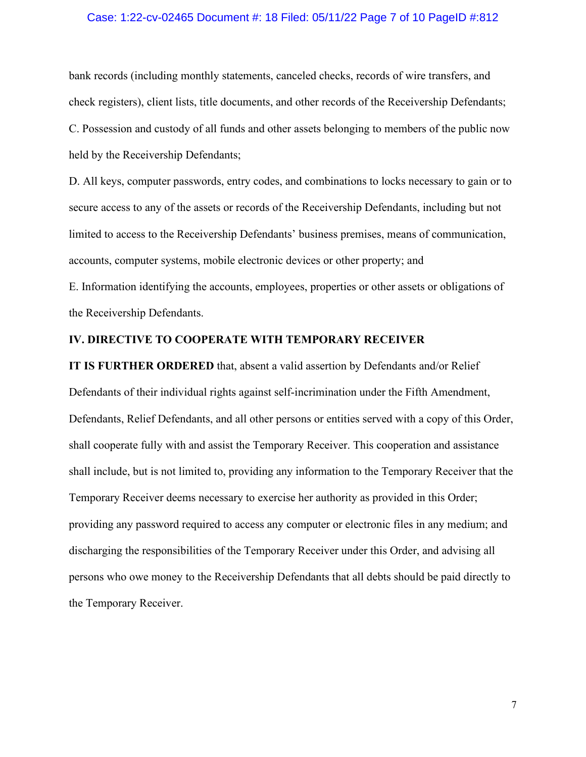bank records (including monthly statements, canceled checks, records of wire transfers, and check registers), client lists, title documents, and other records of the Receivership Defendants;

C. Possession and custody of all funds and other assets belonging to members of the public now held by the Receivership Defendants;

D. All keys, computer passwords, entry codes, and combinations to locks necessary to gain or to secure access to any of the assets or records of the Receivership Defendants, including but not limited to access to the Receivership Defendants' business premises, means of communication, accounts, computer systems, mobile electronic devices or other property; and

E. Information identifying the accounts, employees, properties or other assets or obligations of the Receivership Defendants.

## IV. DIRECTIVE TO COOPERATE WITH TEMPORARY RECEIVER

**IT IS FURTHER ORDERED** that, absent a valid assertion by Defendants and/or Relief Defendants of their individual rights against self-incrimination under the Fifth Amendment, Defendants, Relief Defendants, and all other persons or entities served with a copy of this Order, shall cooperate fully with and assist the Temporary Receiver. This cooperation and assistance shall include, but is not limited to, providing any information to the Temporary Receiver that the Temporary Receiver deems necessary to exercise her authority as provided in this Order; providing any password required to access any computer or electronic files in any medium; and discharging the responsibilities of the Temporary Receiver under this Order, and advising all persons who owe money to the Receivership Defendants that all debts should be paid directly to the Temporary Receiver.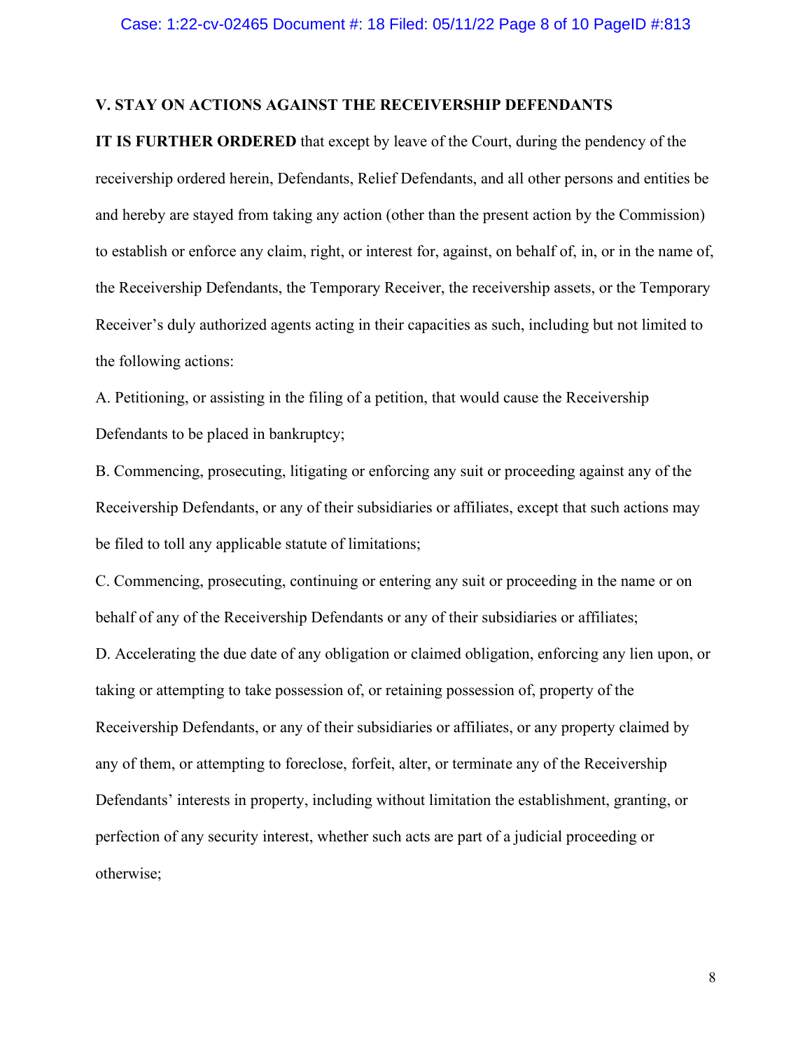## V. STAY ON ACTIONS AGAINST THE RECEIVERSHIP DEFENDANTS

**IT IS FURTHER ORDERED** that except by leave of the Court, during the pendency of the receivership ordered herein, Defendants, Relief Defendants, and all other persons and entities be and hereby are stayed from taking any action (other than the present action by the Commission) to establish or enforce any claim, right, or interest for, against, on behalf of, in, or in the name of, the Receivership Defendants, the Temporary Receiver, the receivership assets, or the Temporary Receiver's duly authorized agents acting in their capacities as such, including but not limited to the following actions:

A. Petitioning, or assisting in the filing of a petition, that would cause the Receivership Defendants to be placed in bankruptcy;

B. Commencing, prosecuting, litigating or enforcing any suit or proceeding against any of the Receivership Defendants, or any of their subsidiaries or affiliates, except that such actions may be filed to toll any applicable statute of limitations;

C. Commencing, prosecuting, continuing or entering any suit or proceeding in the name or on behalf of any of the Receivership Defendants or any of their subsidiaries or affiliates;

D. Accelerating the due date of any obligation or claimed obligation, enforcing any lien upon, or taking or attempting to take possession of, or retaining possession of, property of the Receivership Defendants, or any of their subsidiaries or affiliates, or any property claimed by any of them, or attempting to foreclose, forfeit, alter, or terminate any of the Receivership Defendants' interests in property, including without limitation the establishment, granting, or perfection of any security interest, whether such acts are part of a judicial proceeding or otherwise;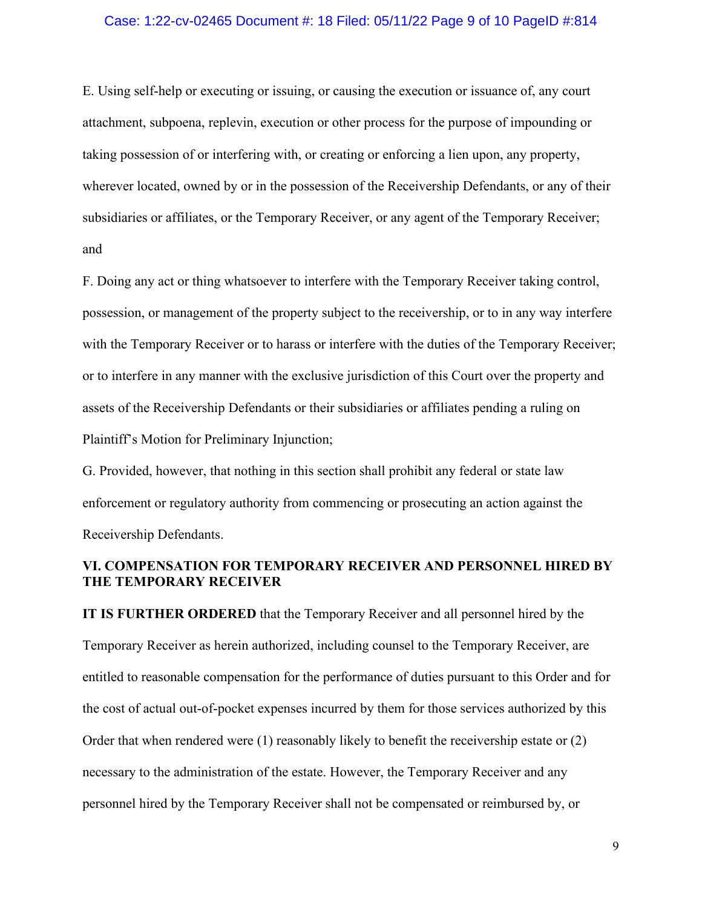E. Using self-help or executing or issuing, or causing the execution or issuance of, any court attachment, subpoena, replevin, execution or other process for the purpose of impounding or taking possession of or interfering with, or creating or enforcing a lien upon, any property, wherever located, owned by or in the possession of the Receivership Defendants, or any of their subsidiaries or affiliates, or the Temporary Receiver, or any agent of the Temporary Receiver; and

F. Doing any act or thing whatsoever to interfere with the Temporary Receiver taking control, possession, or management of the property subject to the receivership, or to in any way interfere with the Temporary Receiver or to harass or interfere with the duties of the Temporary Receiver; or to interfere in any manner with the exclusive jurisdiction of this Court over the property and assets of the Receivership Defendants or their subsidiaries or affiliates pending a ruling on Plaintiff's Motion for Preliminary Injunction;

G. Provided, however, that nothing in this section shall prohibit any federal or state law enforcement or regulatory authority from commencing or prosecuting an action against the Receivership Defendants.

## VI. COMPENSATION FOR TEMPORARY RECEIVER AND PERSONNEL HIRED BY THE TEMPORARY RECEIVER

**IT IS FURTHER ORDERED** that the Temporary Receiver and all personnel hired by the Temporary Receiver as herein authorized, including counsel to the Temporary Receiver, are entitled to reasonable compensation for the performance of duties pursuant to this Order and for the cost of actual out-of-pocket expenses incurred by them for those services authorized by this Order that when rendered were (1) reasonably likely to benefit the receivership estate or (2) necessary to the administration of the estate. However, the Temporary Receiver and any personnel hired by the Temporary Receiver shall not be compensated or reimbursed by, or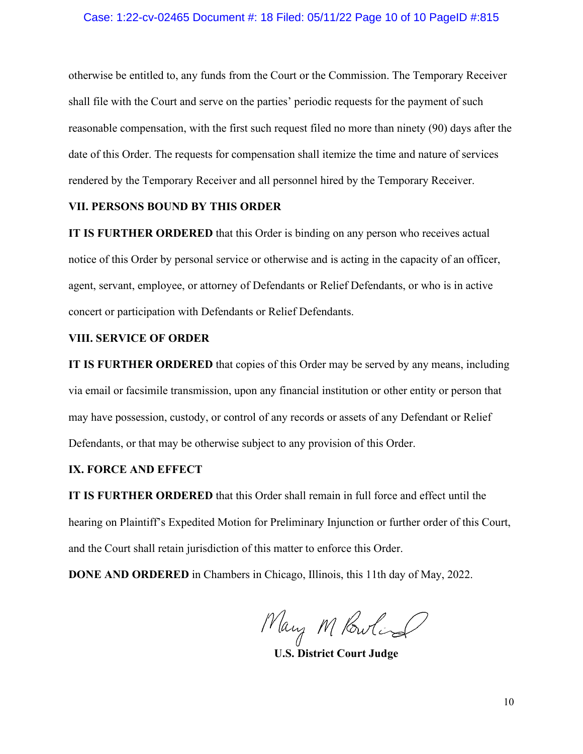otherwise be entitled to, any funds from the Court or the Commission. The Temporary Receiver shall file with the Court and serve on the parties' periodic requests for the payment of such reasonable compensation, with the first such request filed no more than ninety (90) days after the date of this Order. The requests for compensation shall itemize the time and nature of services rendered by the Temporary Receiver and all personnel hired by the Temporary Receiver.

**VII. PERSONS BOUND BY THIS ORDER**

**IT IS FURTHER ORDERED** that this Order is binding on any person who receives actual notice of this Order by personal service or otherwise and is acting in the capacity of an officer, agent, servant, employee, or attorney of Defendants or Relief Defendants, or who is in active concert or participation with Defendants or Relief Defendants.

**VIII. SERVICE OF ORDER**

**IT IS FURTHER ORDERED** that copies of this Order may be served by any means, including via email or facsimile transmission, upon any financial institution or other entity or person that may have possession, custody, or control of any records or assets of any Defendant or Relief Defendants, or that may be otherwise subject to any provision of this Order.

**IX. FORCE AND EFFECT**

**IT IS FURTHER ORDERED** that this Order shall remain in full force and effect until the hearing on Plaintiff's Expedited Motion for Preliminary Injunction or further order of this Court, and the Court shall retain jurisdiction of this matter to enforce this Order.

**DONE AND ORDERED** in Chambers in Chicago, Illinois, this 11th day of May, 2022.

Mary M Rowland

**U.S. District Court Judge**